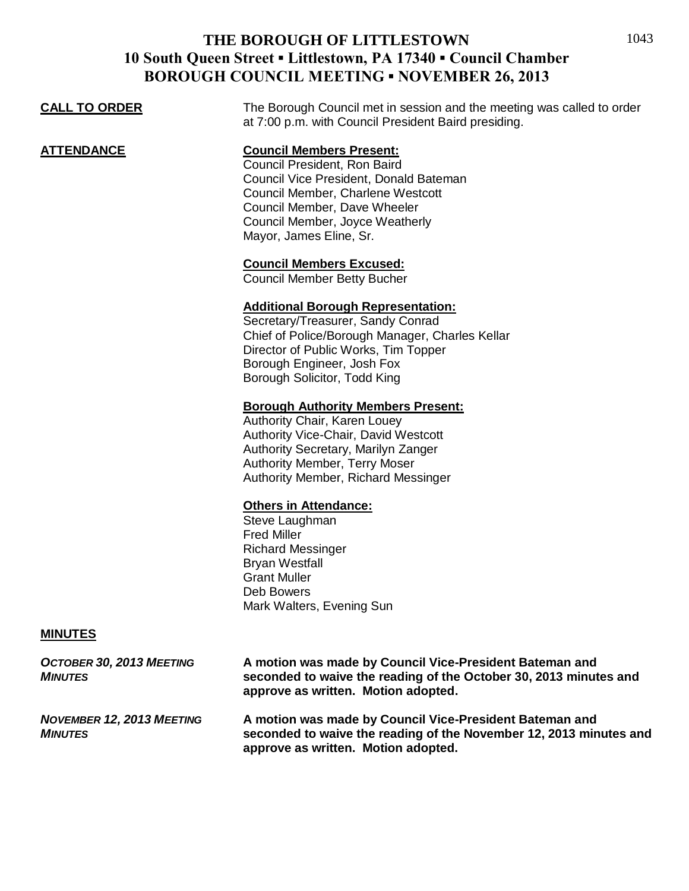# THE BOROUGH OF LITTLESTOWN
## 10 South Queen Street ▪ Littlestown, PA 17340 ▪ Council Chamber
## BOROUGH COUNCIL MEETING ▪ NOVEMBER 26, 2013

**CALL TO ORDER**

The Borough Council met in session and the meeting was called to order at 7:00 p.m. with Council President Baird presiding.

**ATTENDANCE**

**Council Members Present:**
Council President, Ron Baird
Council Vice President, Donald Bateman
Council Member, Charlene Westcott
Council Member, Dave Wheeler
Council Member, Joyce Weatherly
Mayor, James Eline, Sr.

**Council Members Excused:**
Council Member Betty Bucher

**Additional Borough Representation:**
Secretary/Treasurer, Sandy Conrad
Chief of Police/Borough Manager, Charles Kellar
Director of Public Works, Tim Topper
Borough Engineer, Josh Fox
Borough Solicitor, Todd King

**Borough Authority Members Present:**
Authority Chair, Karen Louey
Authority Vice-Chair, David Westcott
Authority Secretary, Marilyn Zanger
Authority Member, Terry Moser
Authority Member, Richard Messinger

**Others in Attendance:**
Steve Laughman
Fred Miller
Richard Messinger
Bryan Westfall
Grant Muller
Deb Bowers
Mark Walters, Evening Sun

**MINUTES**

***OCTOBER 30, 2013 MEETING MINUTES***

**A motion was made by Council Vice-President Bateman and seconded to waive the reading of the October 30, 2013 minutes and approve as written. Motion adopted.**

***NOVEMBER 12, 2013 MEETING MINUTES***

**A motion was made by Council Vice-President Bateman and seconded to waive the reading of the November 12, 2013 minutes and approve as written. Motion adopted.**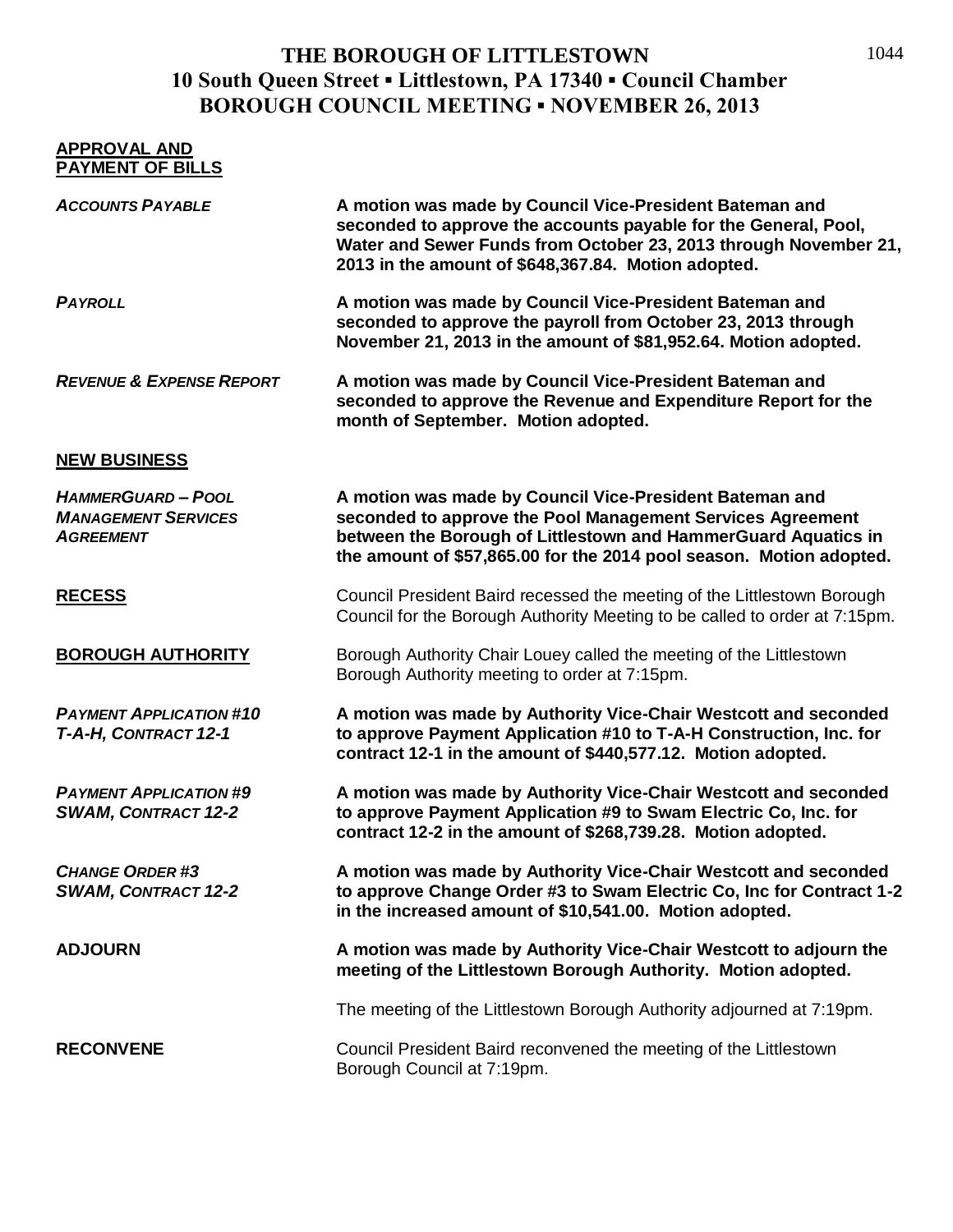# THE BOROUGH OF LITTLESTOWN
## 10 South Queen Street ▪ Littlestown, PA 17340 ▪ Council Chamber
## BOROUGH COUNCIL MEETING ▪ NOVEMBER 26, 2013

**APPROVAL AND PAYMENT OF BILLS**

***ACCOUNTS PAYABLE***

**A motion was made by Council Vice-President Bateman and seconded to approve the accounts payable for the General, Pool, Water and Sewer Funds from October 23, 2013 through November 21, 2013 in the amount of $648,367.84. Motion adopted.**

***PAYROLL***

**A motion was made by Council Vice-President Bateman and seconded to approve the payroll from October 23, 2013 through November 21, 2013 in the amount of $81,952.64. Motion adopted.**

***REVENUE & EXPENSE REPORT***

**A motion was made by Council Vice-President Bateman and seconded to approve the Revenue and Expenditure Report for the month of September. Motion adopted.**

**NEW BUSINESS**

***HAMMERGUARD – POOL MANAGEMENT SERVICES AGREEMENT***

**A motion was made by Council Vice-President Bateman and seconded to approve the Pool Management Services Agreement between the Borough of Littlestown and HammerGuard Aquatics in the amount of $57,865.00 for the 2014 pool season. Motion adopted.**

**RECESS**

Council President Baird recessed the meeting of the Littlestown Borough Council for the Borough Authority Meeting to be called to order at 7:15pm.

**BOROUGH AUTHORITY**

Borough Authority Chair Louey called the meeting of the Littlestown Borough Authority meeting to order at 7:15pm.

***PAYMENT APPLICATION #10 T-A-H, CONTRACT 12-1***

**A motion was made by Authority Vice-Chair Westcott and seconded to approve Payment Application #10 to T-A-H Construction, Inc. for contract 12-1 in the amount of $440,577.12. Motion adopted.**

***PAYMENT APPLICATION #9 SWAM, CONTRACT 12-2***

**A motion was made by Authority Vice-Chair Westcott and seconded to approve Payment Application #9 to Swam Electric Co, Inc. for contract 12-2 in the amount of $268,739.28. Motion adopted.**

***CHANGE ORDER #3 SWAM, CONTRACT 12-2***

**A motion was made by Authority Vice-Chair Westcott and seconded to approve Change Order #3 to Swam Electric Co, Inc for Contract 1-2 in the increased amount of $10,541.00. Motion adopted.**

**ADJOURN**

**A motion was made by Authority Vice-Chair Westcott to adjourn the meeting of the Littlestown Borough Authority. Motion adopted.**

The meeting of the Littlestown Borough Authority adjourned at 7:19pm.

**RECONVENE**

Council President Baird reconvened the meeting of the Littlestown Borough Council at 7:19pm.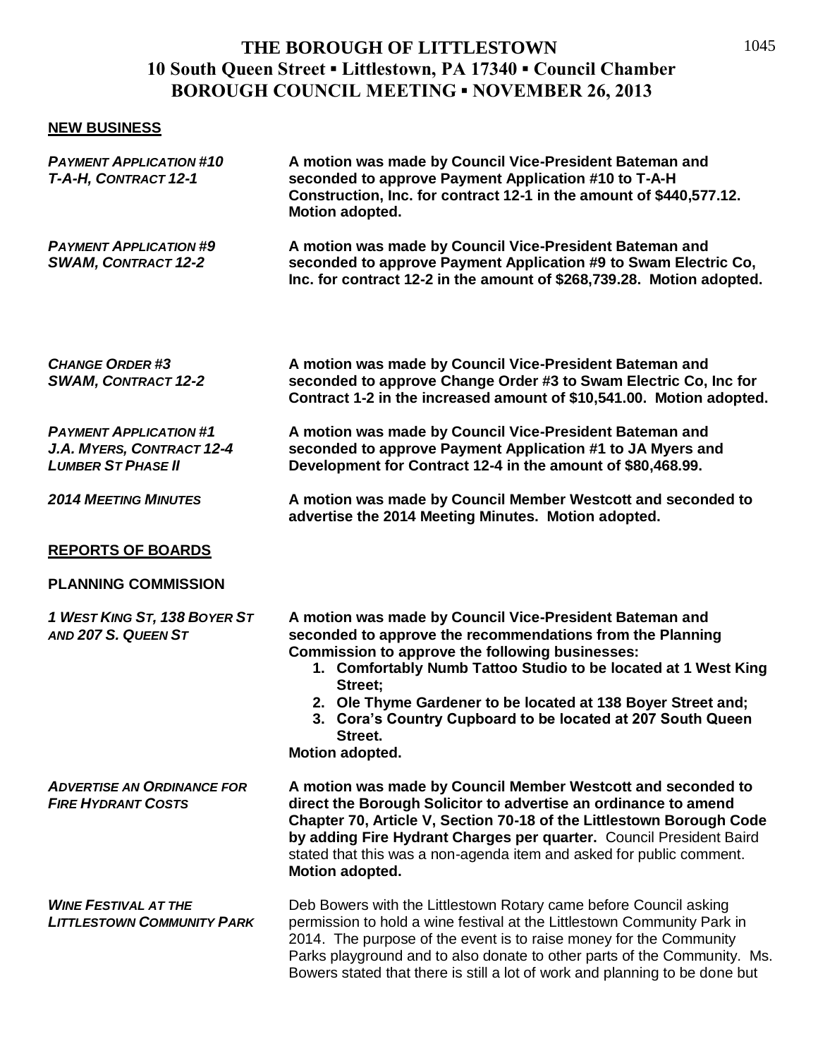# THE BOROUGH OF LITTLESTOWN
## 10 South Queen Street ▪ Littlestown, PA 17340 ▪ Council Chamber
## BOROUGH COUNCIL MEETING ▪ NOVEMBER 26, 2013

**NEW BUSINESS**

***PAYMENT APPLICATION #10 T-A-H, CONTRACT 12-1***

**A motion was made by Council Vice-President Bateman and seconded to approve Payment Application #10 to T-A-H Construction, Inc. for contract 12-1 in the amount of $440,577.12. Motion adopted.**

***PAYMENT APPLICATION #9 SWAM, CONTRACT 12-2***

**A motion was made by Council Vice-President Bateman and seconded to approve Payment Application #9 to Swam Electric Co, Inc. for contract 12-2 in the amount of $268,739.28. Motion adopted.**

***CHANGE ORDER #3 SWAM, CONTRACT 12-2***

**A motion was made by Council Vice-President Bateman and seconded to approve Change Order #3 to Swam Electric Co, Inc for Contract 1-2 in the increased amount of $10,541.00. Motion adopted.**

***PAYMENT APPLICATION #1 J.A. MYERS, CONTRACT 12-4 LUMBER ST PHASE II***

**A motion was made by Council Vice-President Bateman and seconded to approve Payment Application #1 to JA Myers and Development for Contract 12-4 in the amount of $80,468.99.**

***2014 MEETING MINUTES***

**A motion was made by Council Member Westcott and seconded to advertise the 2014 Meeting Minutes. Motion adopted.**

**REPORTS OF BOARDS**

**PLANNING COMMISSION**

***1 WEST KING ST, 138 BOYER ST AND 207 S. QUEEN ST***

**A motion was made by Council Vice-President Bateman and seconded to approve the recommendations from the Planning Commission to approve the following businesses:**

1. **Comfortably Numb Tattoo Studio to be located at 1 West King Street;**
2. **Ole Thyme Gardener to be located at 138 Boyer Street and;**
3. **Cora's Country Cupboard to be located at 207 South Queen Street.**

**Motion adopted.**

***ADVERTISE AN ORDINANCE FOR FIRE HYDRANT COSTS***

**A motion was made by Council Member Westcott and seconded to direct the Borough Solicitor to advertise an ordinance to amend Chapter 70, Article V, Section 70-18 of the Littlestown Borough Code by adding Fire Hydrant Charges per quarter.** Council President Baird stated that this was a non-agenda item and asked for public comment. **Motion adopted.**

***WINE FESTIVAL AT THE LITTLESTOWN COMMUNITY PARK***

Deb Bowers with the Littlestown Rotary came before Council asking permission to hold a wine festival at the Littlestown Community Park in 2014. The purpose of the event is to raise money for the Community Parks playground and to also donate to other parts of the Community. Ms. Bowers stated that there is still a lot of work and planning to be done but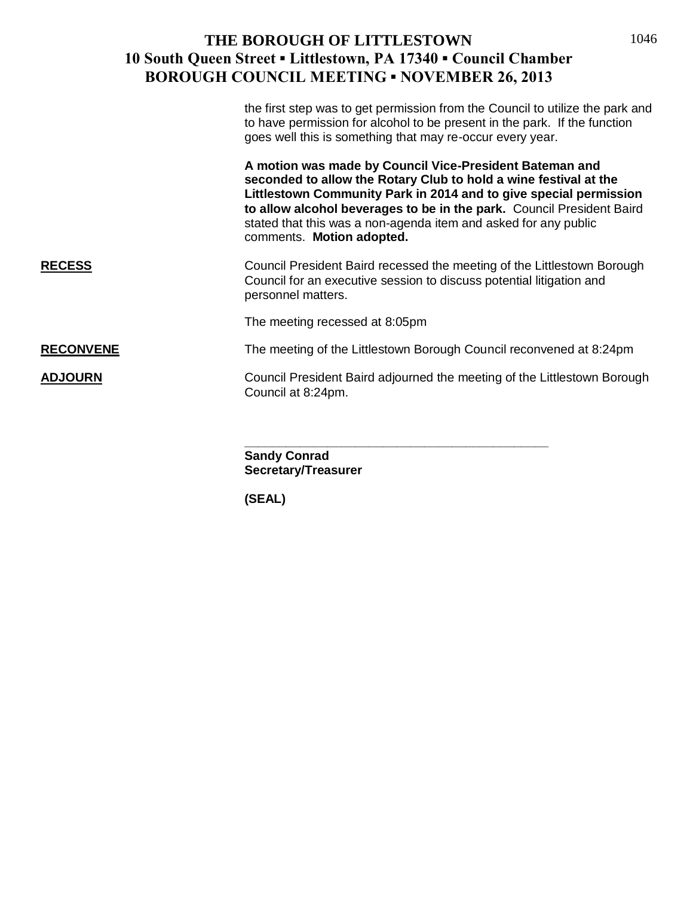the first step was to get permission from the Council to utilize the park and to have permission for alcohol to be present in the park. If the function goes well this is something that may re-occur every year.

**A motion was made by Council Vice-President Bateman and seconded to allow the Rotary Club to hold a wine festival at the Littlestown Community Park in 2014 and to give special permission to allow alcohol beverages to be in the park.** Council President Baird stated that this was a non-agenda item and asked for any public comments. **Motion adopted.**

**RECESS**

Council President Baird recessed the meeting of the Littlestown Borough Council for an executive session to discuss potential litigation and personnel matters.

The meeting recessed at 8:05pm

**RECONVENE**

The meeting of the Littlestown Borough Council reconvened at 8:24pm

**ADJOURN**

Council President Baird adjourned the meeting of the Littlestown Borough Council at 8:24pm.

\_\_\_\_\_\_\_\_\_\_\_\_\_\_\_\_\_\_\_\_\_\_\_\_\_\_\_\_\_\_\_\_\_\_\_\_\_\_\_\_\_\_

**Sandy Conrad**
**Secretary/Treasurer**

**(SEAL)**